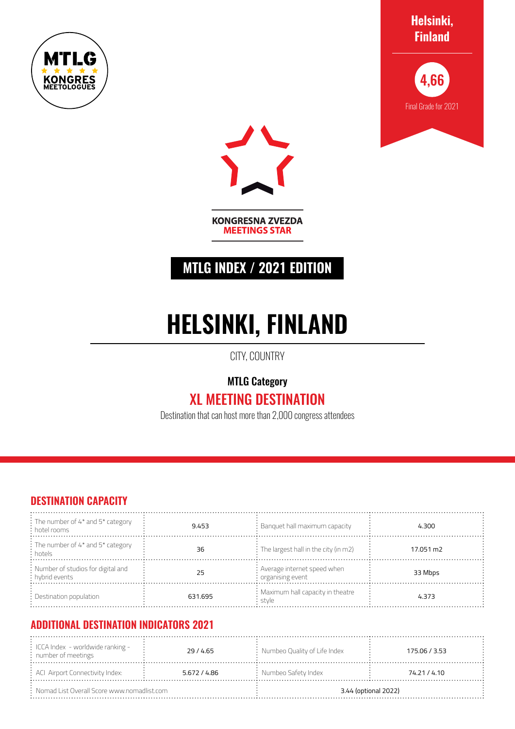MTLG KONGRES MEETOLOGUES

**Helsinki, Finland**

**4,66**

Final Grade for 2021

KONGRESNA ZVEZDA
MEETINGS STAR

## MTLG INDEX / 2021 EDITION

# HELSINKI, FINLAND

CITY, COUNTRY

**MTLG Category**

## XL MEETING DESTINATION

Destination that can host more than 2,000 congress attendees

## DESTINATION CAPACITY

| | | | |
|---|---|---|---|
| The number of 4* and 5* category hotel rooms | 9.453 | Banquet hall maximum capacity | 4.300 |
| The number of 4* and 5* category hotels | 36 | The largest hall in the city (in m2) | 17.051 m2 |
| Number of studios for digital and hybrid events | 25 | Average internet speed when organising event | 33 Mbps |
| Destination population | 631.695 | Maximum hall capacity in theatre style | 4.373 |

## ADDITIONAL DESTINATION INDICATORS 2021

| | | | |
|---|---|---|---|
| ICCA Index - worldwide ranking - number of meetings | 29 / 4.65 | Numbeo Quality of Life Index | 175.06 / 3.53 |
| ACI Airport Connectivity Index: | 5.672 / 4.86 | Numbeo Safety Index | 74.21 / 4.10 |
| Nomad List Overall Score www.nomadlist.com | | 3.44 (optional 2022) | |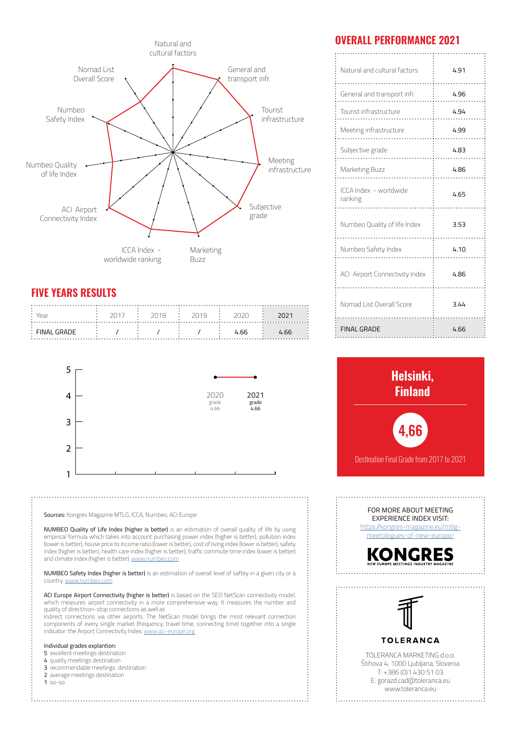Natural and cultural factors
General and transport infr.
Tourist infrastructure
Meeting infrastructure
Subjective grade
Marketing Buzz
ICCA Index - worldwide ranking
ACI Airport Connectivity Index
Numbeo Quality of life Index
Numbeo Safety Index
Nomad List Overall Score

## OVERALL PERFORMANCE 2021

| | |
|---|---|
| Natural and cultural factors | 4.91 |
| General and transport infr. | 4.96 |
| Tourist infrastructure | 4.94 |
| Meeting infrastructure | 4.99 |
| Subjective grade | 4.83 |
| Marketing Buzz | 4.86 |
| ICCA Index - worldwide ranking | 4.65 |
| Numbeo Quality of life Index | 3.53 |
| Numbeo Safety Index | 4.10 |
| ACI Airport Connectivity Index | 4.86 |
| Nomad List Overall Score | 3.44 |
| FINAL GRADE | 4.66 |

## FIVE YEARS RESULTS

| Year | 2017 | 2018 | 2019 | 2020 | 2021 |
|---|---|---|---|---|---|
| FINAL GRADE | / | / | / | 4.66 | 4.66 |

5
4
3
2
1
2020 grade 4.66
2021 grade 4.66

## Helsinki, Finland

**4,66**

Destination Final Grade from 2017 to 2021

Sources: Kongres Magazine MTLG, ICCA, Numbeo, ACI Europe

**NUMBEO Quality of Life Index (higher is better)** is an estimation of overall quality of life by using empirical formula which takes into account purchasing power index (higher is better), pollution index (lower is better), house price to income ratio (lower is better), cost of living index (lower is better), safety index (higher is better), health care index (higher is better), traffic commute time index (lower is better) and climate index (higher is better). www.numbeo.com

**NUMBEO Safety Index (higher is better)** is an estimation of overall level of saftey in a given city or a country. www.numbeo.com

**ACI Europe Airport Connectivity (higher is better)** is based on the SEO NetScan connectivity model, which measures airport connectivity in a more comprehensive way. It measures the number and quality of direct/non-stop connections as well as
indirect connections via other airports. The NetScan model brings the most relevant connection components of every single market (frequency, travel time, connecting time) together into a single indicator: the Airport Connectivity Index. www.aci-europe.org

Individual grades explanation:

5 excellent meetings destination
4 quality meetings destination
3 recommendable meetings destination
2 average meetings destination
1 so-so

FOR MORE ABOUT MEETING EXPERIENCE INDEX VISIT:
https://kongres-magazine.eu/mtlg-meetologues-of-new-europe/

KONGRES
NEW EUROPE MEETINGS INDUSTRY MAGAZINE

TOLERANCA

TOLERANCA MARKETING d.o.o.
Štihova 4, 1000 Ljubljana, Slovenia
T: +386 (0)1 430 51 03
E: gorazd.cad@toleranca.eu
www.toleranca.eu